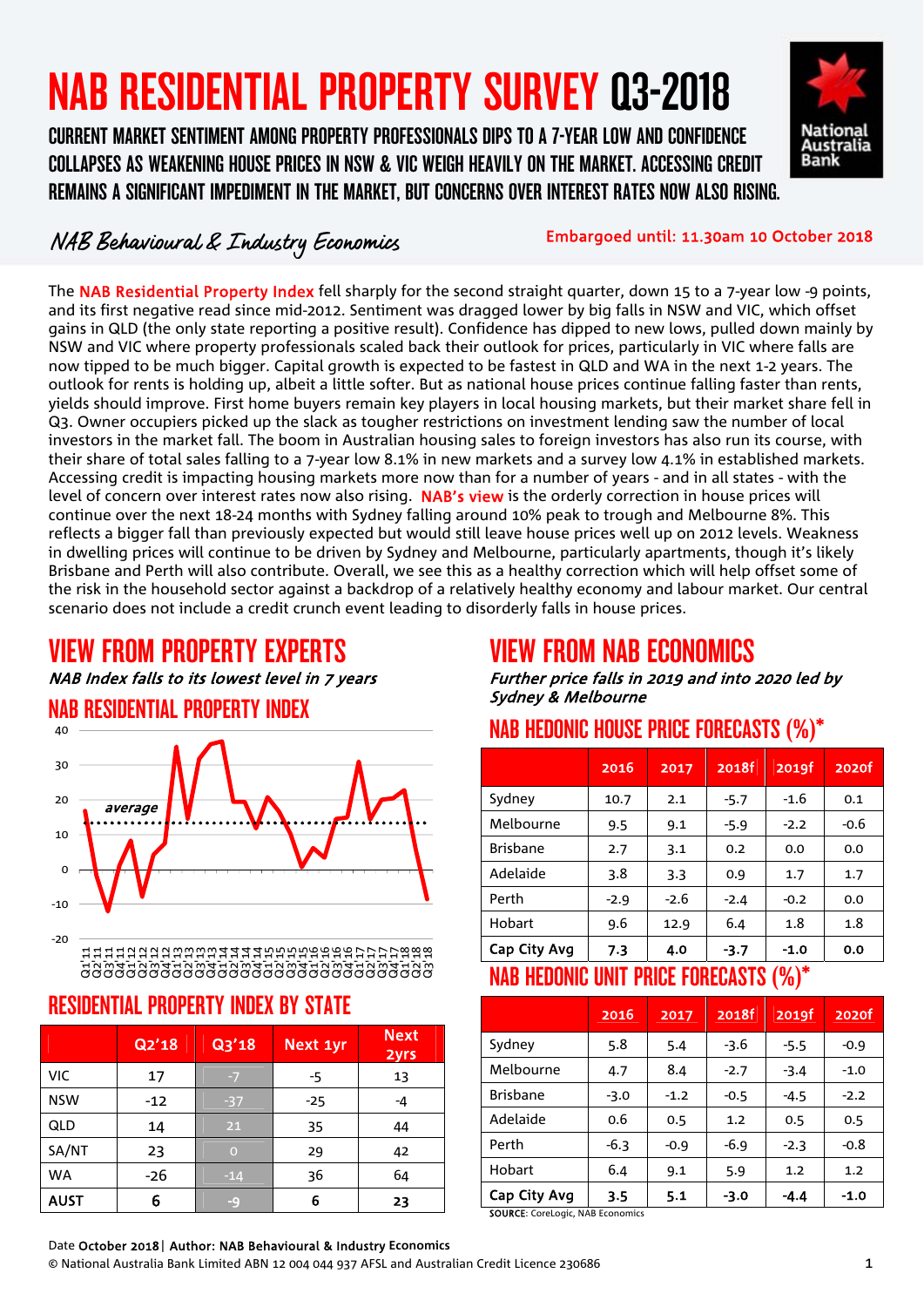# NAB RESIDENTIAL PROPERTY SURVEY Q3-2018

**CURRENT MARKET SENTIMENT AMONG PROPERTY PROFESSIONALS DIPS TO A 7-YEAR LOW AND CONFIDENCE COLLAPSES AS WEAKENING HOUSE PRICES IN NSW & VIC WEIGH HEAVILY ON THE MARKET. ACCESSING CREDIT REMAINS A SIGNIFICANT IMPEDIMENT IN THE MARKET, BUT CONCERNS OVER INTEREST RATES NOW ALSO RISING.**

*NAB Behavioural & Industry Economics*

Embargoed until: 11.30am 10 October 2018

The **NAB Residential Property Index** fell sharply for the second straight quarter, down 15 to a 7-year low -9 points, and its first negative read since mid-2012. Sentiment was dragged lower by big falls in NSW and VIC, which offset gains in QLD (the only state reporting a positive result). Confidence has dipped to new lows, pulled down mainly by NSW and VIC where property professionals scaled back their outlook for prices, particularly in VIC where falls are now tipped to be much bigger. Capital growth is expected to be fastest in QLD and WA in the next 1-2 years. The outlook for rents is holding up, albeit a little softer. But as national house prices continue falling faster than rents, yields should improve. First home buyers remain key players in local housing markets, but their market share fell in Q3. Owner occupiers picked up the slack as tougher restrictions on investment lending saw the number of local investors in the market fall. The boom in Australian housing sales to foreign investors has also run its course, with their share of total sales falling to a 7-year low 8.1% in new markets and a survey low 4.1% in established markets. Accessing credit is impacting housing markets more now than for a number of years - and in all states - with the level of concern over interest rates now also rising. **NAB's view** is the orderly correction in house prices will continue over the next 18-24 months with Sydney falling around 10% peak to trough and Melbourne 8%. This reflects a bigger fall than previously expected but would still leave house prices well up on 2012 levels. Weakness in dwelling prices will continue to be driven by Sydney and Melbourne, particularly apartments, though it's likely Brisbane and Perth will also contribute. Overall, we see this as a healthy correction which will help offset some of the risk in the household sector against a backdrop of a relatively healthy economy and labour market. Our central scenario does not include a credit crunch event leading to disorderly falls in house prices.

## VIEW FROM PROPERTY EXPERTS

*NAB Index falls to its lowest level in 7 years*

### NAB RESIDENTIAL PROPERTY INDEX

### RESIDENTIAL PROPERTY INDEX BY STATE

| | Q2'18 | Q3'18 | Next 1yr | Next 2yrs |
|---|---|---|---|---|
| VIC | 17 | -7 | -5 | 13 |
| NSW | -12 | -37 | -25 | -4 |
| QLD | 14 | 21 | 35 | 44 |
| SA/NT | 23 | 0 | 29 | 42 |
| WA | -26 | -14 | 36 | 64 |
| **AUST** | **6** | **-9** | **6** | **23** |

## VIEW FROM NAB ECONOMICS

*Further price falls in 2019 and into 2020 led by Sydney & Melbourne*

### NAB HEDONIC HOUSE PRICE FORECASTS (%)*

| | 2016 | 2017 | 2018f | 2019f | 2020f |
|---|---|---|---|---|---|
| Sydney | 10.7 | 2.1 | -5.7 | -1.6 | 0.1 |
| Melbourne | 9.5 | 9.1 | -5.9 | -2.2 | -0.6 |
| Brisbane | 2.7 | 3.1 | 0.2 | 0.0 | 0.0 |
| Adelaide | 3.8 | 3.3 | 0.9 | 1.7 | 1.7 |
| Perth | -2.9 | -2.6 | -2.4 | -0.2 | 0.0 |
| Hobart | 9.6 | 12.9 | 6.4 | 1.8 | 1.8 |
| **Cap City Avg** | **7.3** | **4.0** | **-3.7** | **-1.0** | **0.0** |

### NAB HEDONIC UNIT PRICE FORECASTS (%)*

| | 2016 | 2017 | 2018f | 2019f | 2020f |
|---|---|---|---|---|---|
| Sydney | 5.8 | 5.4 | -3.6 | -5.5 | -0.9 |
| Melbourne | 4.7 | 8.4 | -2.7 | -3.4 | -1.0 |
| Brisbane | -3.0 | -1.2 | -0.5 | -4.5 | -2.2 |
| Adelaide | 0.6 | 0.5 | 1.2 | 0.5 | 0.5 |
| Perth | -6.3 | -0.9 | -6.9 | -2.3 | -0.8 |
| Hobart | 6.4 | 9.1 | 5.9 | 1.2 | 1.2 |
| **Cap City Avg** | **3.5** | **5.1** | **-3.0** | **-4.4** | **-1.0** |

**SOURCE**: CoreLogic, NAB Economics

Date **October 2018** | **Author: NAB Behavioural & Industry Economics**

© National Australia Bank Limited ABN 12 004 044 937 AFSL and Australian Credit Licence 230686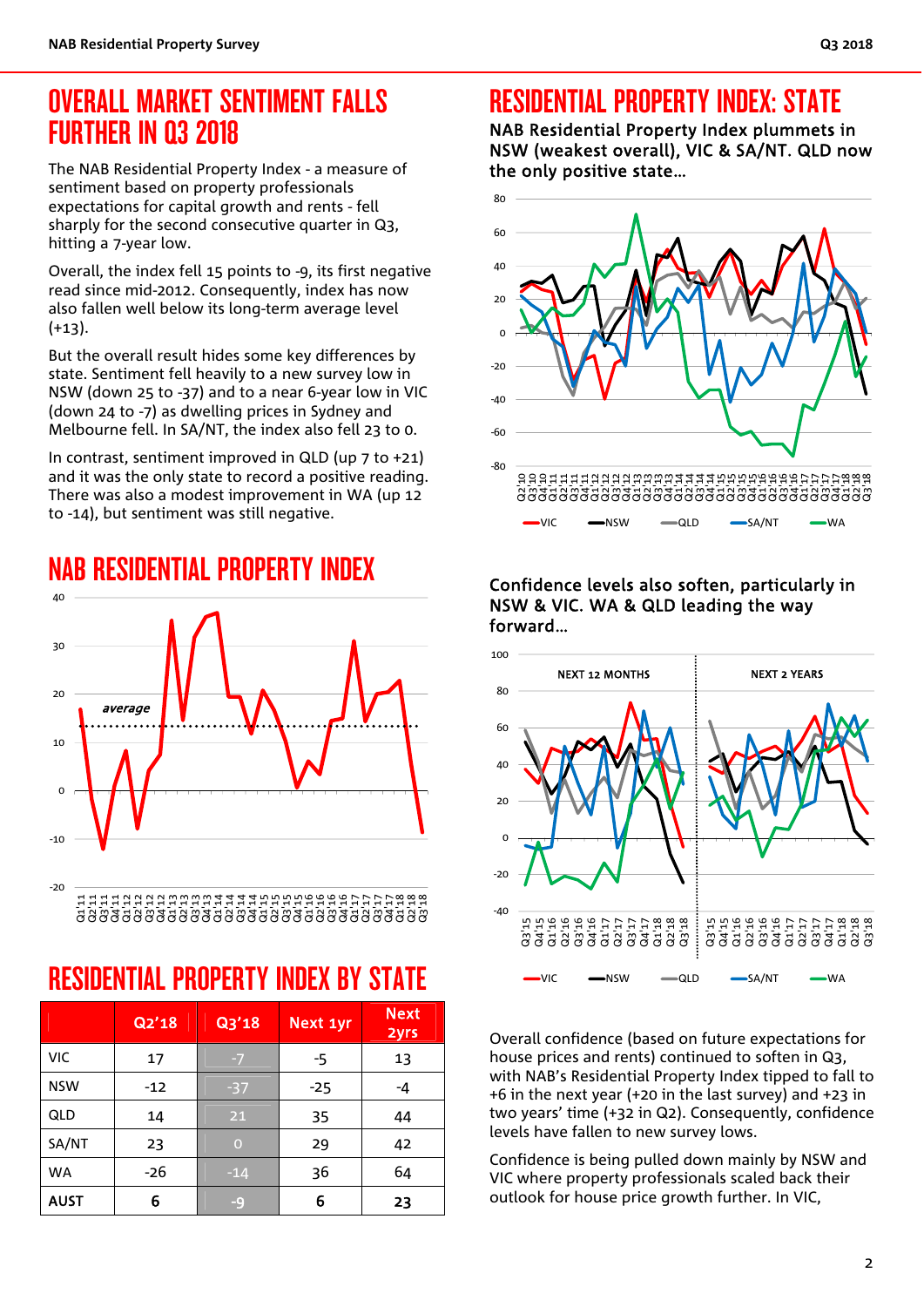# OVERALL MARKET SENTIMENT FALLS FURTHER IN Q3 2018

The NAB Residential Property Index - a measure of sentiment based on property professionals expectations for capital growth and rents - fell sharply for the second consecutive quarter in Q3, hitting a 7-year low.

Overall, the index fell 15 points to -9, its first negative read since mid-2012. Consequently, index has now also fallen well below its long-term average level (+13).

But the overall result hides some key differences by state. Sentiment fell heavily to a new survey low in NSW (down 25 to -37) and to a near 6-year low in VIC (down 24 to -7) as dwelling prices in Sydney and Melbourne fell. In SA/NT, the index also fell 23 to 0.

In contrast, sentiment improved in QLD (up 7 to +21) and it was the only state to record a positive reading. There was also a modest improvement in WA (up 12 to -14), but sentiment was still negative.

## NAB RESIDENTIAL PROPERTY INDEX

## RESIDENTIAL PROPERTY INDEX BY STATE

| | Q2'18 | Q3'18 | Next 1yr | Next 2yrs |
|---|---|---|---|---|
| VIC | 17 | -7 | -5 | 13 |
| NSW | -12 | -37 | -25 | -4 |
| QLD | 14 | 21 | 35 | 44 |
| SA/NT | 23 | 0 | 29 | 42 |
| WA | -26 | -14 | 36 | 64 |
| **AUST** | **6** | **-9** | **6** | **23** |

# RESIDENTIAL PROPERTY INDEX: STATE

**NAB Residential Property Index plummets in NSW (weakest overall), VIC & SA/NT. QLD now the only positive state…**

**Confidence levels also soften, particularly in NSW & VIC. WA & QLD leading the way forward…**

Overall confidence (based on future expectations for house prices and rents) continued to soften in Q3, with NAB's Residential Property Index tipped to fall to +6 in the next year (+20 in the last survey) and +23 in two years' time (+32 in Q2). Consequently, confidence levels have fallen to new survey lows.

Confidence is being pulled down mainly by NSW and VIC where property professionals scaled back their outlook for house price growth further. In VIC,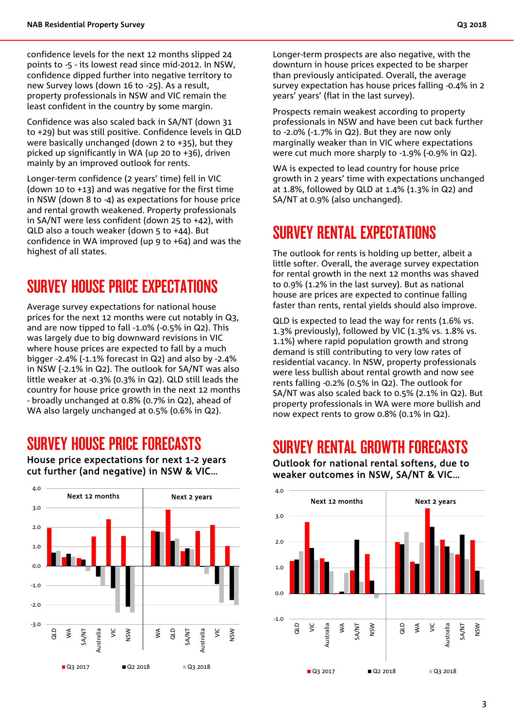confidence levels for the next 12 months slipped 24 points to -5 - its lowest read since mid-2012. In NSW, confidence dipped further into negative territory to new Survey lows (down 16 to -25). As a result, property professionals in NSW and VIC remain the least confident in the country by some margin.

Confidence was also scaled back in SA/NT (down 31 to +29) but was still positive. Confidence levels in QLD were basically unchanged (down 2 to +35), but they picked up significantly in WA (up 20 to +36), driven mainly by an improved outlook for rents.

Longer-term confidence (2 years' time) fell in VIC (down 10 to +13) and was negative for the first time in NSW (down 8 to -4) as expectations for house price and rental growth weakened. Property professionals in SA/NT were less confident (down 25 to +42), with QLD also a touch weaker (down 5 to +44). But confidence in WA improved (up 9 to +64) and was the highest of all states.

## SURVEY HOUSE PRICE EXPECTATIONS

Average survey expectations for national house prices for the next 12 months were cut notably in Q3, and are now tipped to fall -1.0% (-0.5% in Q2). This was largely due to big downward revisions in VIC where house prices are expected to fall by a much bigger -2.4% (-1.1% forecast in Q2) and also by -2.4% in NSW (-2.1% in Q2). The outlook for SA/NT was also little weaker at -0.3% (0.3% in Q2). QLD still leads the country for house price growth in the next 12 months - broadly unchanged at 0.8% (0.7% in Q2), ahead of WA also largely unchanged at 0.5% (0.6% in Q2).

Longer-term prospects are also negative, with the downturn in house prices expected to be sharper than previously anticipated. Overall, the average survey expectation has house prices falling -0.4% in 2 years' years' (flat in the last survey).

Prospects remain weakest according to property professionals in NSW and have been cut back further to -2.0% (-1.7% in Q2). But they are now only marginally weaker than in VIC where expectations were cut much more sharply to -1.9% (-0.9% in Q2).

WA is expected to lead country for house price growth in 2 years' time with expectations unchanged at 1.8%, followed by QLD at 1.4% (1.3% in Q2) and SA/NT at 0.9% (also unchanged).

## SURVEY HOUSE PRICE FORECASTS

**House price expectations for next 1-2 years cut further (and negative) in NSW & VIC...**

## SURVEY RENTAL EXPECTATIONS

The outlook for rents is holding up better, albeit a little softer. Overall, the average survey expectation for rental growth in the next 12 months was shaved to 0.9% (1.2% in the last survey). But as national house are prices are expected to continue falling faster than rents, rental yields should also improve.

QLD is expected to lead the way for rents (1.6% vs. 1.3% previously), followed by VIC (1.3% vs. 1.8% vs. 1.1%) where rapid population growth and strong demand is still contributing to very low rates of residential vacancy. In NSW, property professionals were less bullish about rental growth and now see rents falling -0.2% (0.5% in Q2). The outlook for SA/NT was also scaled back to 0.5% (2.1% in Q2). But property professionals in WA were more bullish and now expect rents to grow 0.8% (0.1% in Q2).

## SURVEY RENTAL GROWTH FORECASTS

**Outlook for national rental softens, due to weaker outcomes in NSW, SA/NT & VIC...**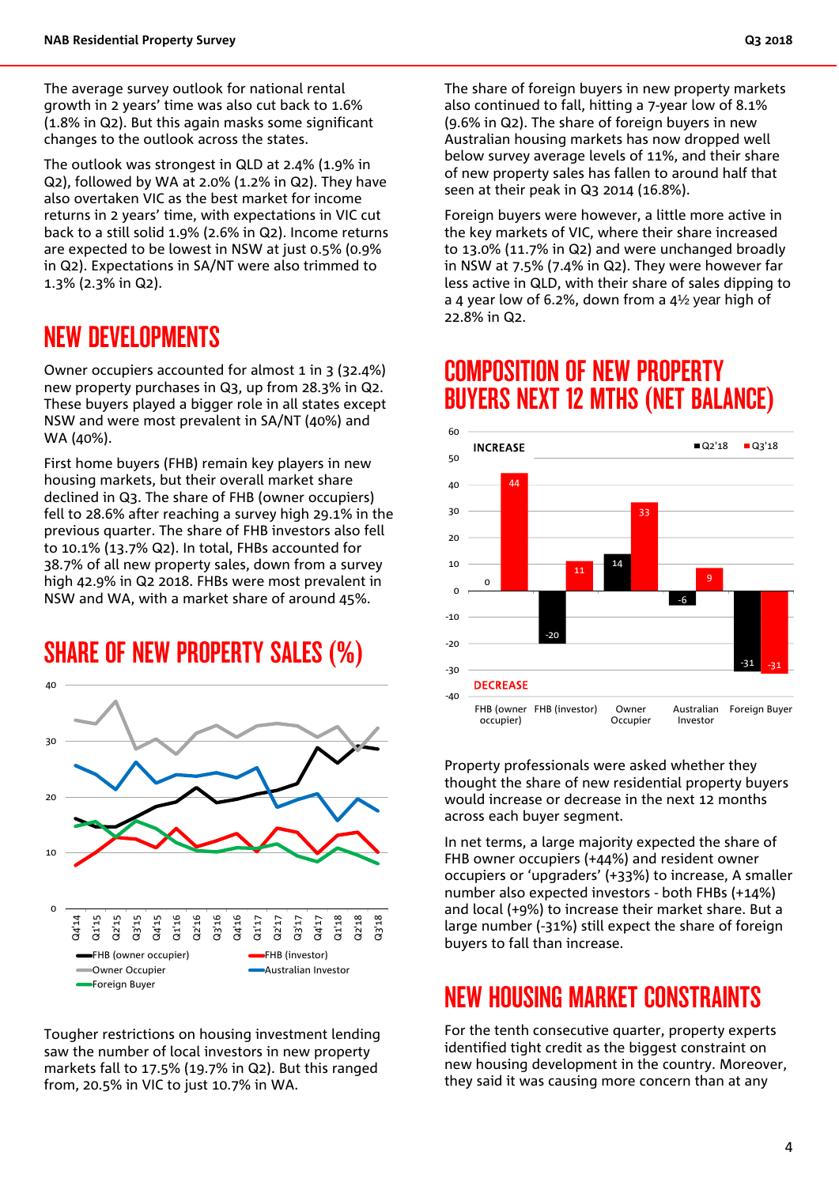The average survey outlook for national rental growth in 2 years' time was also cut back to 1.6% (1.8% in Q2). But this again masks some significant changes to the outlook across the states.

The outlook was strongest in QLD at 2.4% (1.9% in Q2), followed by WA at 2.0% (1.2% in Q2). They have also overtaken VIC as the best market for income returns in 2 years' time, with expectations in VIC cut back to a still solid 1.9% (2.6% in Q2). Income returns are expected to be lowest in NSW at just 0.5% (0.9% in Q2). Expectations in SA/NT were also trimmed to 1.3% (2.3% in Q2).

## NEW DEVELOPMENTS

Owner occupiers accounted for almost 1 in 3 (32.4%) new property purchases in Q3, up from 28.3% in Q2. These buyers played a bigger role in all states except NSW and were most prevalent in SA/NT (40%) and WA (40%).

First home buyers (FHB) remain key players in new housing markets, but their overall market share declined in Q3. The share of FHB (owner occupiers) fell to 28.6% after reaching a survey high 29.1% in the previous quarter. The share of FHB investors also fell to 10.1% (13.7% Q2). In total, FHBs accounted for 38.7% of all new property sales, down from a survey high 42.9% in Q2 2018. FHBs were most prevalent in NSW and WA, with a market share of around 45%.

## SHARE OF NEW PROPERTY SALES (%)

Tougher restrictions on housing investment lending saw the number of local investors in new property markets fall to 17.5% (19.7% in Q2). But this ranged from, 20.5% in VIC to just 10.7% in WA.

The share of foreign buyers in new property markets also continued to fall, hitting a 7-year low of 8.1% (9.6% in Q2). The share of foreign buyers in new Australian housing markets has now dropped well below survey average levels of 11%, and their share of new property sales has fallen to around half that seen at their peak in Q3 2014 (16.8%).

Foreign buyers were however, a little more active in the key markets of VIC, where their share increased to 13.0% (11.7% in Q2) and were unchanged broadly in NSW at 7.5% (7.4% in Q2). They were however far less active in QLD, with their share of sales dipping to a 4 year low of 6.2%, down from a 4½ year high of 22.8% in Q2.

## COMPOSITION OF NEW PROPERTY BUYERS NEXT 12 MTHS (NET BALANCE)

| | Q2'18 | Q3'18 |
|---|---|---|
| FHB (owner occupier) | 0 | 44 |
| FHB (investor) | -20 | 11 |
| Owner Occupier | 14 | 33 |
| Australian Investor | -6 | 9 |
| Foreign Buyer | -31 | -31 |

Property professionals were asked whether they thought the share of new residential property buyers would increase or decrease in the next 12 months across each buyer segment.

In net terms, a large majority expected the share of FHB owner occupiers (+44%) and resident owner occupiers or 'upgraders' (+33%) to increase, A smaller number also expected investors - both FHBs (+14%) and local (+9%) to increase their market share. But a large number (-31%) still expect the share of foreign buyers to fall than increase.

## NEW HOUSING MARKET CONSTRAINTS

For the tenth consecutive quarter, property experts identified tight credit as the biggest constraint on new housing development in the country. Moreover, they said it was causing more concern than at any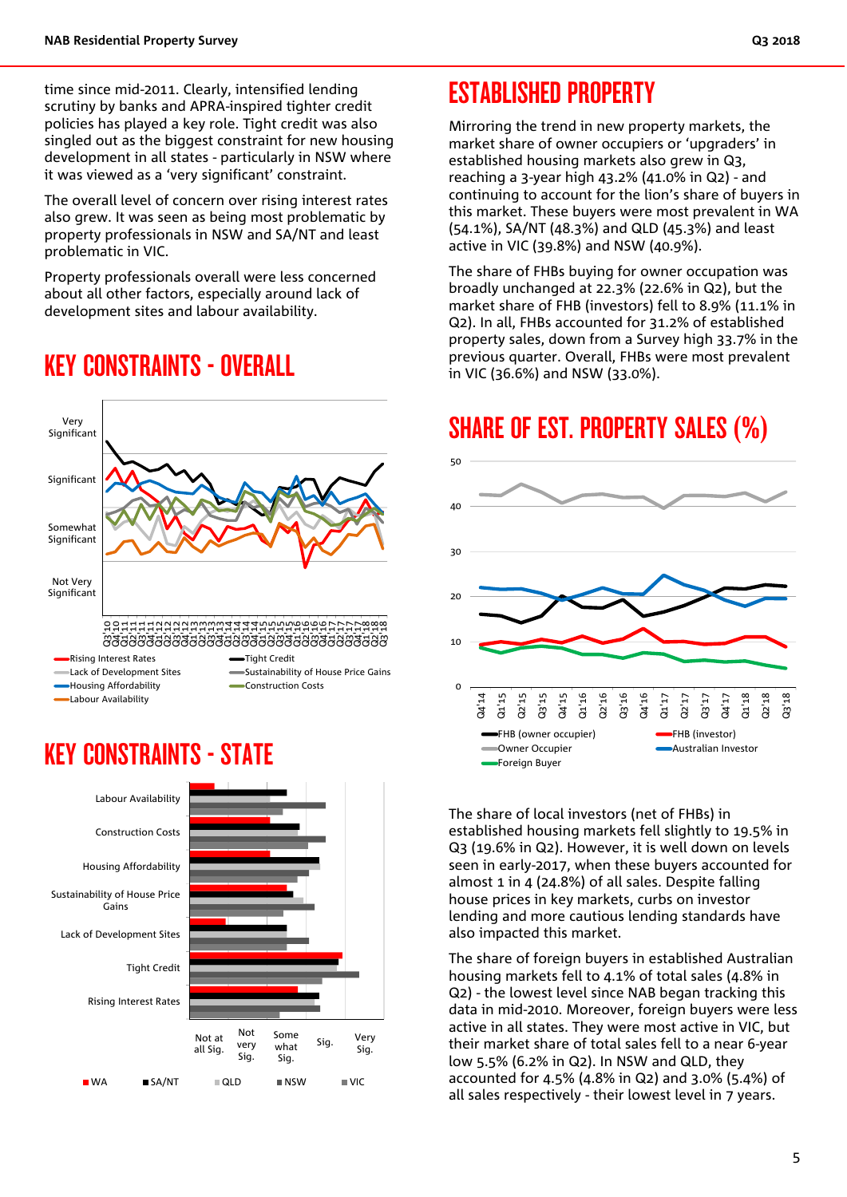time since mid-2011. Clearly, intensified lending scrutiny by banks and APRA-inspired tighter credit policies has played a key role. Tight credit was also singled out as the biggest constraint for new housing development in all states - particularly in NSW where it was viewed as a 'very significant' constraint.

The overall level of concern over rising interest rates also grew. It was seen as being most problematic by property professionals in NSW and SA/NT and least problematic in VIC.

Property professionals overall were less concerned about all other factors, especially around lack of development sites and labour availability.

## KEY CONSTRAINTS - OVERALL

Very Significant, Significant, Somewhat Significant, Not Very Significant

Q3'10 ... Q3'18

Rising Interest Rates | Tight Credit | Lack of Development Sites | Sustainability of House Price Gains | Housing Affordability | Construction Costs | Labour Availability

## KEY CONSTRAINTS - STATE

Labour Availability | Construction Costs | Housing Affordability | Sustainability of House Price Gains | Lack of Development Sites | Tight Credit | Rising Interest Rates

Not at all Sig. | Not very Sig. | Some what Sig. | Sig. | Very Sig.

WA | SA/NT | QLD | NSW | VIC

## ESTABLISHED PROPERTY

Mirroring the trend in new property markets, the market share of owner occupiers or 'upgraders' in established housing markets also grew in Q3, reaching a 3-year high 43.2% (41.0% in Q2) - and continuing to account for the lion's share of buyers in this market. These buyers were most prevalent in WA (54.1%), SA/NT (48.3%) and QLD (45.3%) and least active in VIC (39.8%) and NSW (40.9%).

The share of FHBs buying for owner occupation was broadly unchanged at 22.3% (22.6% in Q2), but the market share of FHB (investors) fell to 8.9% (11.1% in Q2). In all, FHBs accounted for 31.2% of established property sales, down from a Survey high 33.7% in the previous quarter. Overall, FHBs were most prevalent in VIC (36.6%) and NSW (33.0%).

## SHARE OF EST. PROPERTY SALES (%)

Q4'14 ... Q3'18

FHB (owner occupier) | FHB (investor) | Owner Occupier | Australian Investor | Foreign Buyer

The share of local investors (net of FHBs) in established housing markets fell slightly to 19.5% in Q3 (19.6% in Q2). However, it is well down on levels seen in early-2017, when these buyers accounted for almost 1 in 4 (24.8%) of all sales. Despite falling house prices in key markets, curbs on investor lending and more cautious lending standards have also impacted this market.

The share of foreign buyers in established Australian housing markets fell to 4.1% of total sales (4.8% in Q2) - the lowest level since NAB began tracking this data in mid-2010. Moreover, foreign buyers were less active in all states. They were most active in VIC, but their market share of total sales fell to a near 6-year low 5.5% (6.2% in Q2). In NSW and QLD, they accounted for 4.5% (4.8% in Q2) and 3.0% (5.4%) of all sales respectively - their lowest level in 7 years.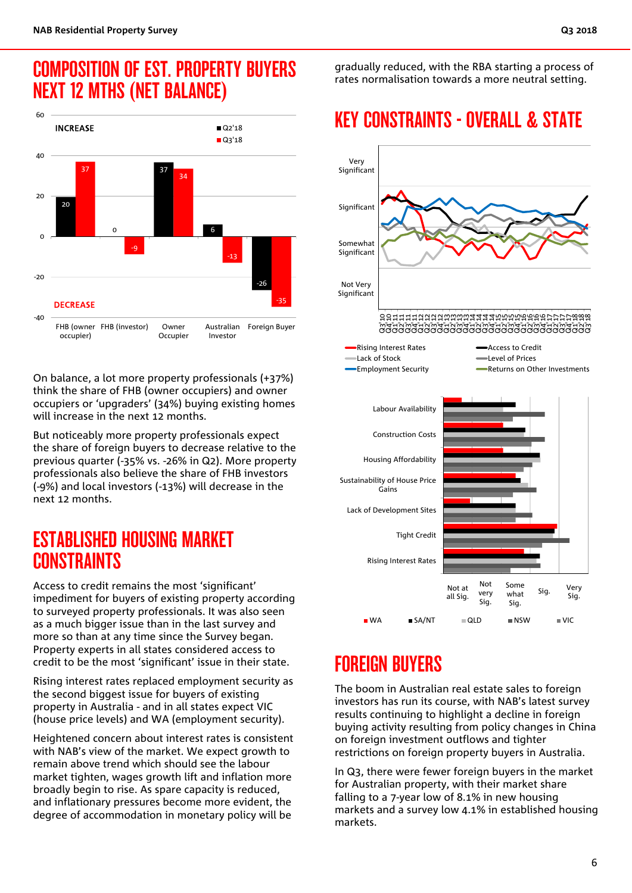## COMPOSITION OF EST. PROPERTY BUYERS NEXT 12 MTHS (NET BALANCE)

| | FHB (owner occupier) | FHB (investor) | Owner Occupier | Australian Investor | Foreign Buyer |
|---|---|---|---|---|---|
| Q2'18 | 20 | 0 | 37 | 6 | -26 |
| Q3'18 | 37 | -9 | 34 | -13 | -35 |

On balance, a lot more property professionals (+37%) think the share of FHB (owner occupiers) and owner occupiers or 'upgraders' (34%) buying existing homes will increase in the next 12 months.

But noticeably more property professionals expect the share of foreign buyers to decrease relative to the previous quarter (-35% vs. -26% in Q2). More property professionals also believe the share of FHB investors (-9%) and local investors (-13%) will decrease in the next 12 months.

## ESTABLISHED HOUSING MARKET CONSTRAINTS

Access to credit remains the most 'significant' impediment for buyers of existing property according to surveyed property professionals. It was also seen as a much bigger issue than in the last survey and more so than at any time since the Survey began. Property experts in all states considered access to credit to be the most 'significant' issue in their state.

Rising interest rates replaced employment security as the second biggest issue for buyers of existing property in Australia - and in all states expect VIC (house price levels) and WA (employment security).

Heightened concern about interest rates is consistent with NAB's view of the market. We expect growth to remain above trend which should see the labour market tighten, wages growth lift and inflation more broadly begin to rise. As spare capacity is reduced, and inflationary pressures become more evident, the degree of accommodation in monetary policy will be gradually reduced, with the RBA starting a process of rates normalisation towards a more neutral setting.

## KEY CONSTRAINTS - OVERALL & STATE

## FOREIGN BUYERS

The boom in Australian real estate sales to foreign investors has run its course, with NAB's latest survey results continuing to highlight a decline in foreign buying activity resulting from policy changes in China on foreign investment outflows and tighter restrictions on foreign property buyers in Australia.

In Q3, there were fewer foreign buyers in the market for Australian property, with their market share falling to a 7-year low of 8.1% in new housing markets and a survey low 4.1% in established housing markets.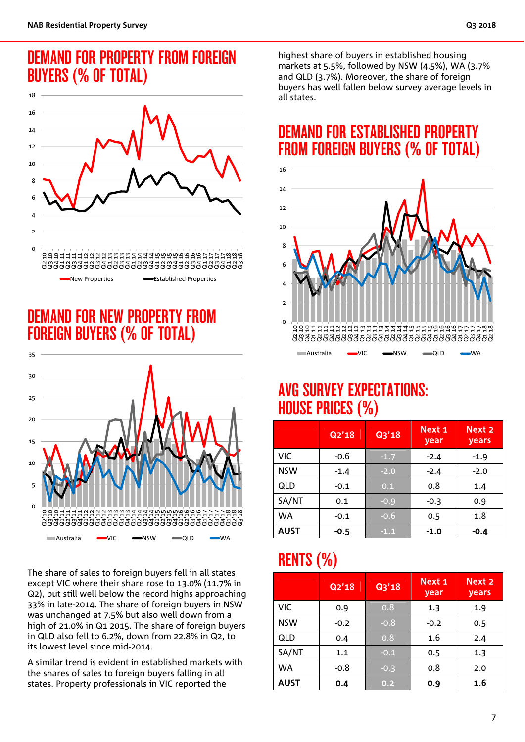## DEMAND FOR PROPERTY FROM FOREIGN BUYERS (% OF TOTAL)

## DEMAND FOR NEW PROPERTY FROM FOREIGN BUYERS (% OF TOTAL)

The share of sales to foreign buyers fell in all states except VIC where their share rose to 13.0% (11.7% in Q2), but still well below the record highs approaching 33% in late-2014. The share of foreign buyers in NSW was unchanged at 7.5% but also well down from a high of 21.0% in Q1 2015. The share of foreign buyers in QLD also fell to 6.2%, down from 22.8% in Q2, to its lowest level since mid-2014.

A similar trend is evident in established markets with the shares of sales to foreign buyers falling in all states. Property professionals in VIC reported the highest share of buyers in established housing markets at 5.5%, followed by NSW (4.5%), WA (3.7% and QLD (3.7%). Moreover, the share of foreign buyers has well fallen below survey average levels in all states.

## DEMAND FOR ESTABLISHED PROPERTY FROM FOREIGN BUYERS (% OF TOTAL)

## AVG SURVEY EXPECTATIONS: HOUSE PRICES (%)

| | Q2'18 | Q3'18 | Next 1 year | Next 2 years |
|---|---|---|---|---|
| VIC | -0.6 | -1.7 | -2.4 | -1.9 |
| NSW | -1.4 | -2.0 | -2.4 | -2.0 |
| QLD | -0.1 | 0.1 | 0.8 | 1.4 |
| SA/NT | 0.1 | -0.9 | -0.3 | 0.9 |
| WA | -0.1 | -0.6 | 0.5 | 1.8 |
| **AUST** | **-0.5** | **-1.1** | **-1.0** | **-0.4** |

## RENTS (%)

| | Q2'18 | Q3'18 | Next 1 year | Next 2 years |
|---|---|---|---|---|
| VIC | 0.9 | 0.8 | 1.3 | 1.9 |
| NSW | -0.2 | -0.8 | -0.2 | 0.5 |
| QLD | 0.4 | 0.8 | 1.6 | 2.4 |
| SA/NT | 1.1 | -0.1 | 0.5 | 1.3 |
| WA | -0.8 | -0.3 | 0.8 | 2.0 |
| **AUST** | **0.4** | **0.2** | **0.9** | **1.6** |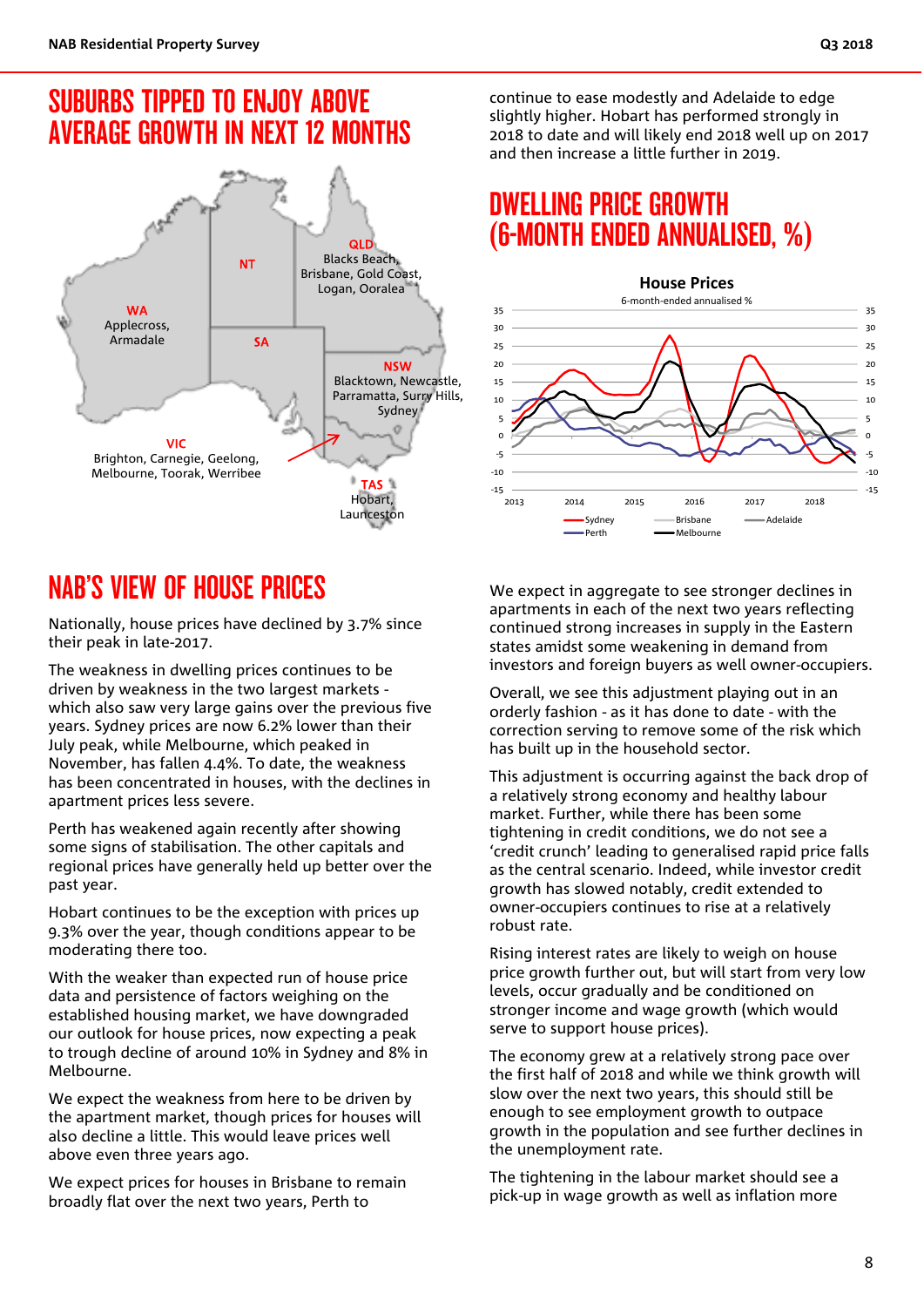## SUBURBS TIPPED TO ENJOY ABOVE AVERAGE GROWTH IN NEXT 12 MONTHS

**WA** Applecross, Armadale

**NT**

**SA**

**QLD** Blacks Beach, Brisbane, Gold Coast, Logan, Ooralea

**NSW** Blacktown, Newcastle, Parramatta, Surry Hills, Sydney

**VIC** Brighton, Carnegie, Geelong, Melbourne, Toorak, Werribee

**TAS** Hobart, Launceston

continue to ease modestly and Adelaide to edge slightly higher. Hobart has performed strongly in 2018 to date and will likely end 2018 well up on 2017 and then increase a little further in 2019.

## DWELLING PRICE GROWTH (6-MONTH ENDED ANNUALISED, %)

**House Prices**

6-month-ended annualised %

Legend: Sydney, Perth, Brisbane, Melbourne, Adelaide

## NAB'S VIEW OF HOUSE PRICES

Nationally, house prices have declined by 3.7% since their peak in late-2017.

The weakness in dwelling prices continues to be driven by weakness in the two largest markets - which also saw very large gains over the previous five years. Sydney prices are now 6.2% lower than their July peak, while Melbourne, which peaked in November, has fallen 4.4%. To date, the weakness has been concentrated in houses, with the declines in apartment prices less severe.

Perth has weakened again recently after showing some signs of stabilisation. The other capitals and regional prices have generally held up better over the past year.

Hobart continues to be the exception with prices up 9.3% over the year, though conditions appear to be moderating there too.

With the weaker than expected run of house price data and persistence of factors weighing on the established housing market, we have downgraded our outlook for house prices, now expecting a peak to trough decline of around 10% in Sydney and 8% in Melbourne.

We expect the weakness from here to be driven by the apartment market, though prices for houses will also decline a little. This would leave prices well above even three years ago.

We expect prices for houses in Brisbane to remain broadly flat over the next two years, Perth to

We expect in aggregate to see stronger declines in apartments in each of the next two years reflecting continued strong increases in supply in the Eastern states amidst some weakening in demand from investors and foreign buyers as well owner-occupiers.

Overall, we see this adjustment playing out in an orderly fashion - as it has done to date - with the correction serving to remove some of the risk which has built up in the household sector.

This adjustment is occurring against the back drop of a relatively strong economy and healthy labour market. Further, while there has been some tightening in credit conditions, we do not see a 'credit crunch' leading to generalised rapid price falls as the central scenario. Indeed, while investor credit growth has slowed notably, credit extended to owner-occupiers continues to rise at a relatively robust rate.

Rising interest rates are likely to weigh on house price growth further out, but will start from very low levels, occur gradually and be conditioned on stronger income and wage growth (which would serve to support house prices).

The economy grew at a relatively strong pace over the first half of 2018 and while we think growth will slow over the next two years, this should still be enough to see employment growth to outpace growth in the population and see further declines in the unemployment rate.

The tightening in the labour market should see a pick-up in wage growth as well as inflation more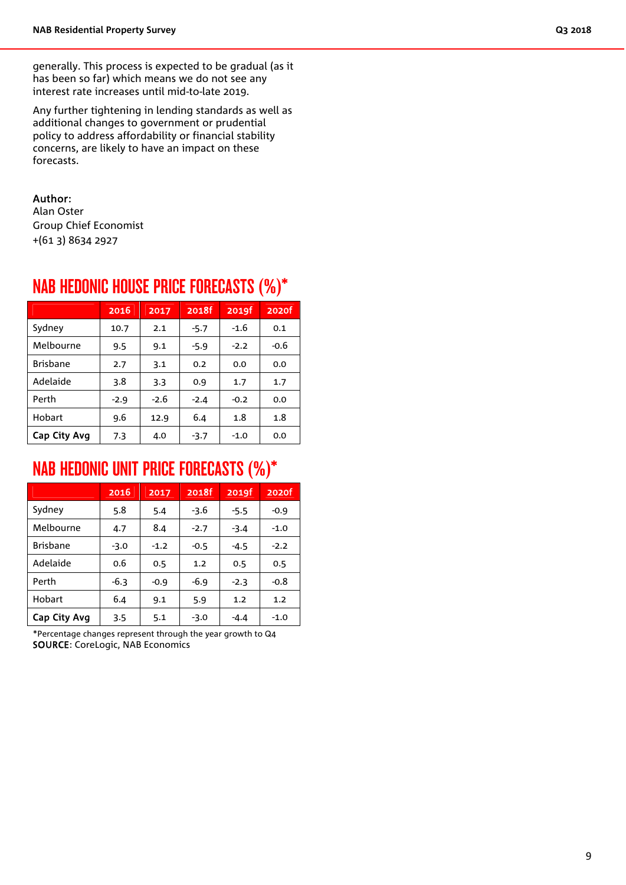generally. This process is expected to be gradual (as it has been so far) which means we do not see any interest rate increases until mid-to-late 2019.

Any further tightening in lending standards as well as additional changes to government or prudential policy to address affordability or financial stability concerns, are likely to have an impact on these forecasts.

**Author:**
Alan Oster
Group Chief Economist
+(61 3) 8634 2927

## NAB HEDONIC HOUSE PRICE FORECASTS (%)*

| | 2016 | 2017 | 2018f | 2019f | 2020f |
|---|---|---|---|---|---|
| Sydney | 10.7 | 2.1 | -5.7 | -1.6 | 0.1 |
| Melbourne | 9.5 | 9.1 | -5.9 | -2.2 | -0.6 |
| Brisbane | 2.7 | 3.1 | 0.2 | 0.0 | 0.0 |
| Adelaide | 3.8 | 3.3 | 0.9 | 1.7 | 1.7 |
| Perth | -2.9 | -2.6 | -2.4 | -0.2 | 0.0 |
| Hobart | 9.6 | 12.9 | 6.4 | 1.8 | 1.8 |
| **Cap City Avg** | 7.3 | 4.0 | -3.7 | -1.0 | 0.0 |

## NAB HEDONIC UNIT PRICE FORECASTS (%)*

| | 2016 | 2017 | 2018f | 2019f | 2020f |
|---|---|---|---|---|---|
| Sydney | 5.8 | 5.4 | -3.6 | -5.5 | -0.9 |
| Melbourne | 4.7 | 8.4 | -2.7 | -3.4 | -1.0 |
| Brisbane | -3.0 | -1.2 | -0.5 | -4.5 | -2.2 |
| Adelaide | 0.6 | 0.5 | 1.2 | 0.5 | 0.5 |
| Perth | -6.3 | -0.9 | -6.9 | -2.3 | -0.8 |
| Hobart | 6.4 | 9.1 | 5.9 | 1.2 | 1.2 |
| **Cap City Avg** | 3.5 | 5.1 | -3.0 | -4.4 | -1.0 |

*Percentage changes represent through the year growth to Q4
**SOURCE**: CoreLogic, NAB Economics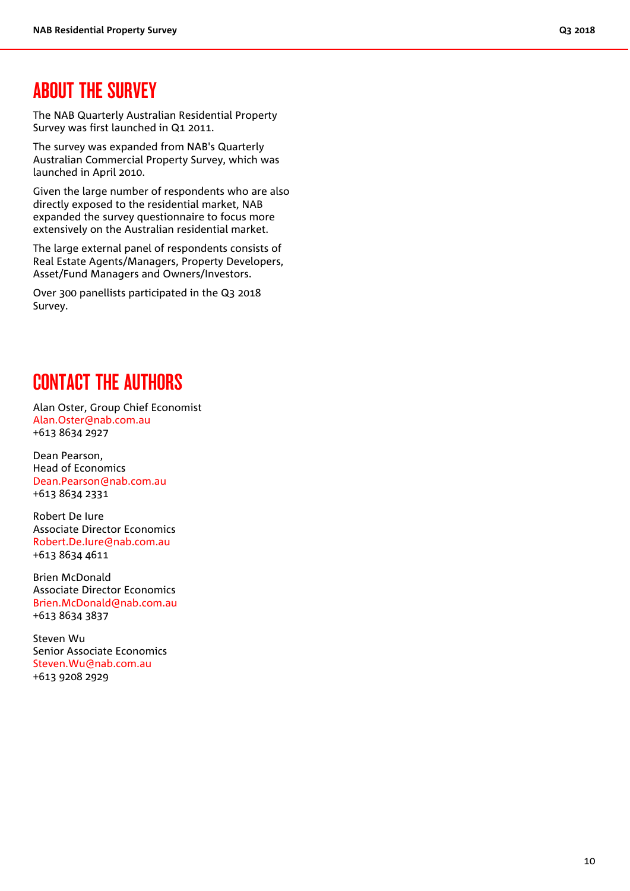# ABOUT THE SURVEY

The NAB Quarterly Australian Residential Property Survey was first launched in Q1 2011.

The survey was expanded from NAB's Quarterly Australian Commercial Property Survey, which was launched in April 2010.

Given the large number of respondents who are also directly exposed to the residential market, NAB expanded the survey questionnaire to focus more extensively on the Australian residential market.

The large external panel of respondents consists of Real Estate Agents/Managers, Property Developers, Asset/Fund Managers and Owners/Investors.

Over 300 panellists participated in the Q3 2018 Survey.

# CONTACT THE AUTHORS

Alan Oster, Group Chief Economist
Alan.Oster@nab.com.au
+613 8634 2927

Dean Pearson,
Head of Economics
Dean.Pearson@nab.com.au
+613 8634 2331

Robert De Iure
Associate Director Economics
Robert.De.Iure@nab.com.au
+613 8634 4611

Brien McDonald
Associate Director Economics
Brien.McDonald@nab.com.au
+613 8634 3837

Steven Wu
Senior Associate Economics
Steven.Wu@nab.com.au
+613 9208 2929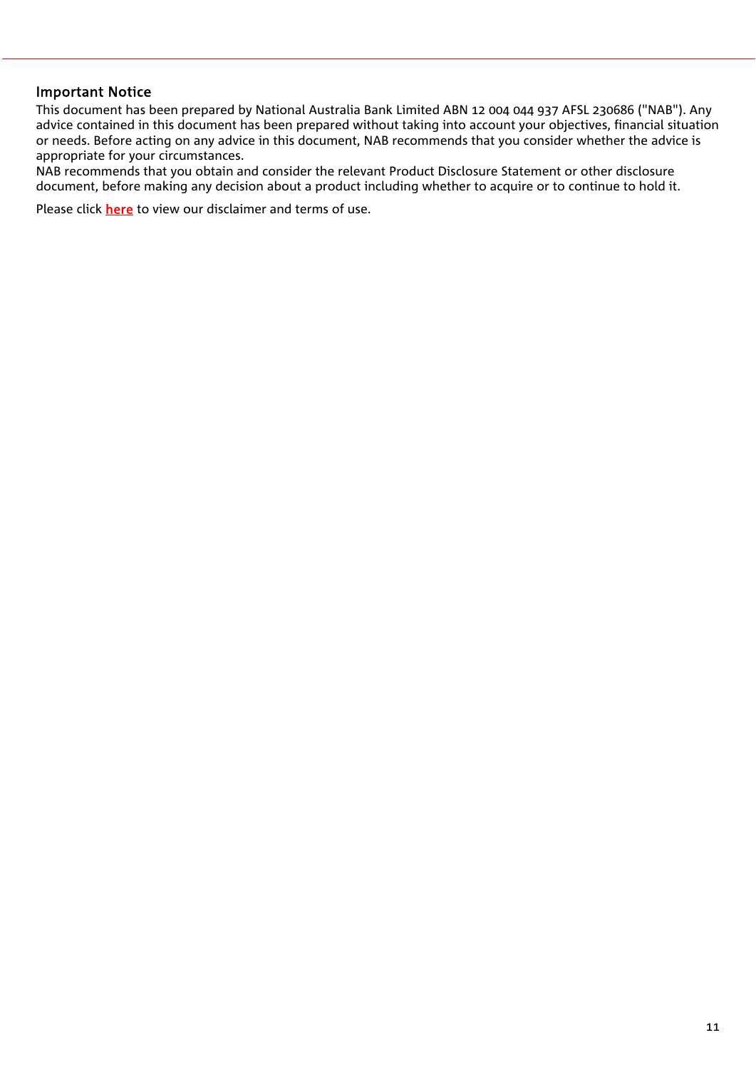## Important Notice

This document has been prepared by National Australia Bank Limited ABN 12 004 044 937 AFSL 230686 ("NAB"). Any advice contained in this document has been prepared without taking into account your objectives, financial situation or needs. Before acting on any advice in this document, NAB recommends that you consider whether the advice is appropriate for your circumstances.
NAB recommends that you obtain and consider the relevant Product Disclosure Statement or other disclosure document, before making any decision about a product including whether to acquire or to continue to hold it.

Please click **here** to view our disclaimer and terms of use.